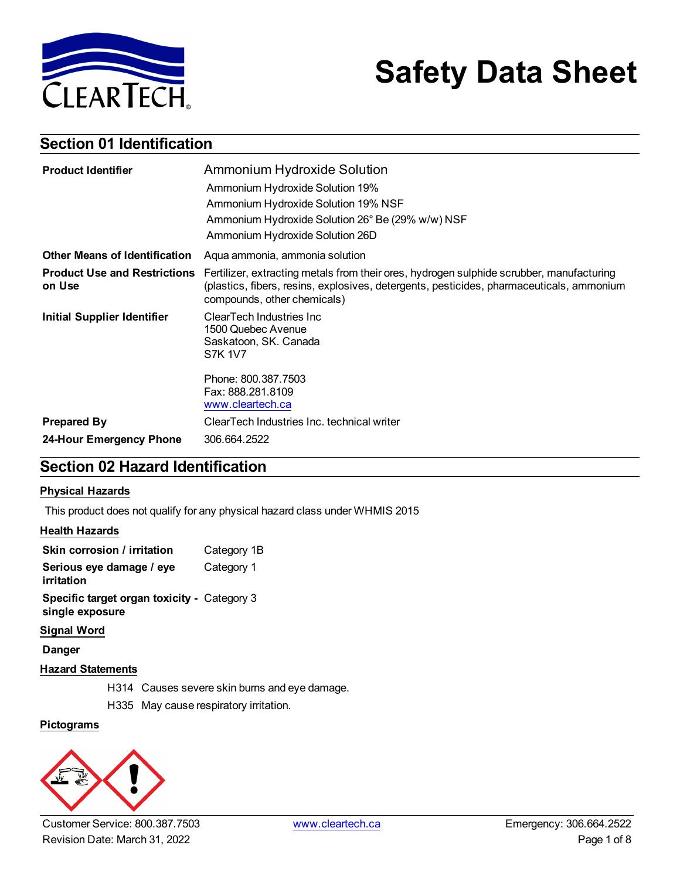# Safety Data Sheet

## Section 01 Identification

| | |
|---|---|
| **Product Identifier** | Ammonium Hydroxide Solution<br>Ammonium Hydroxide Solution 19%<br>Ammonium Hydroxide Solution 19% NSF<br>Ammonium Hydroxide Solution 26° Be (29% w/w) NSF<br>Ammonium Hydroxide Solution 26D |
| **Other Means of Identification** | Aqua ammonia, ammonia solution |
| **Product Use and Restrictions on Use** | Fertilizer, extracting metals from their ores, hydrogen sulphide scrubber, manufacturing (plastics, fibers, resins, explosives, detergents, pesticides, pharmaceuticals, ammonium compounds, other chemicals) |
| **Initial Supplier Identifier** | ClearTech Industries Inc<br>1500 Quebec Avenue<br>Saskatoon, SK. Canada<br>S7K 1V7<br><br>Phone: 800.387.7503<br>Fax: 888.281.8109<br>www.cleartech.ca |
| **Prepared By** | ClearTech Industries Inc. technical writer |
| **24-Hour Emergency Phone** | 306.664.2522 |

## Section 02 Hazard Identification

### Physical Hazards

This product does not qualify for any physical hazard class under WHMIS 2015

### Health Hazards

| | |
|---|---|
| **Skin corrosion / irritation** | Category 1B |
| **Serious eye damage / eye irritation** | Category 1 |
| **Specific target organ toxicity - single exposure** | Category 3 |

### Signal Word

**Danger**

### Hazard Statements

H314 Causes severe skin burns and eye damage.

H335 May cause respiratory irritation.

### Pictograms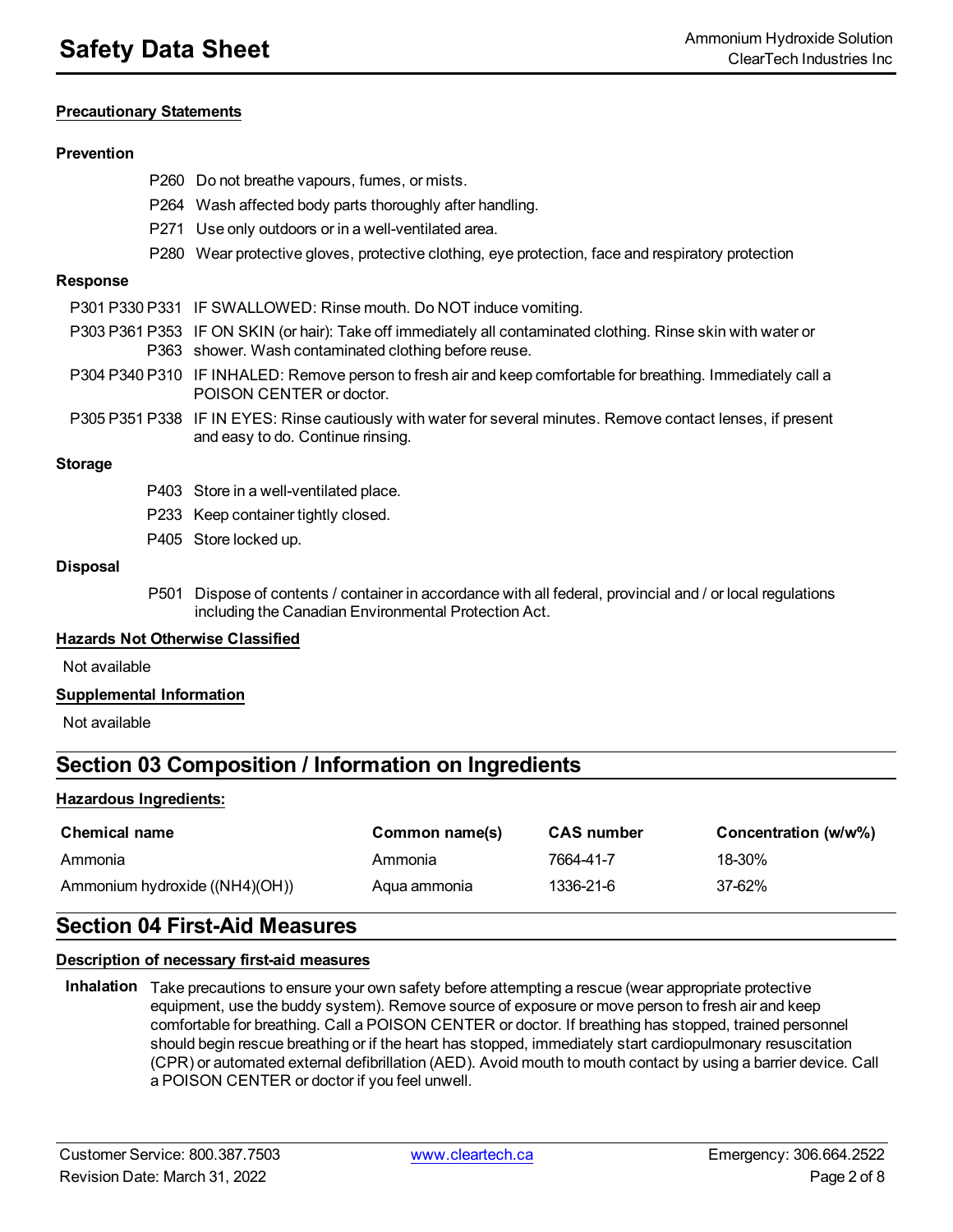**Precautionary Statements**

**Prevention**

P260 Do not breathe vapours, fumes, or mists.

P264 Wash affected body parts thoroughly after handling.

P271 Use only outdoors or in a well-ventilated area.

P280 Wear protective gloves, protective clothing, eye protection, face and respiratory protection

**Response**

P301 P330 P331 IF SWALLOWED: Rinse mouth. Do NOT induce vomiting.

P303 P361 P353 P363 IF ON SKIN (or hair): Take off immediately all contaminated clothing. Rinse skin with water or shower. Wash contaminated clothing before reuse.

P304 P340 P310 IF INHALED: Remove person to fresh air and keep comfortable for breathing. Immediately call a POISON CENTER or doctor.

P305 P351 P338 IF IN EYES: Rinse cautiously with water for several minutes. Remove contact lenses, if present and easy to do. Continue rinsing.

**Storage**

P403 Store in a well-ventilated place.

P233 Keep container tightly closed.

P405 Store locked up.

**Disposal**

P501 Dispose of contents / container in accordance with all federal, provincial and / or local regulations including the Canadian Environmental Protection Act.

**Hazards Not Otherwise Classified**

Not available

**Supplemental Information**

Not available

## Section 03 Composition / Information on Ingredients

**Hazardous Ingredients:**

| Chemical name | Common name(s) | CAS number | Concentration (w/w%) |
| --- | --- | --- | --- |
| Ammonia | Ammonia | 7664-41-7 | 18-30% |
| Ammonium hydroxide ((NH4)(OH)) | Aqua ammonia | 1336-21-6 | 37-62% |

## Section 04 First-Aid Measures

**Description of necessary first-aid measures**

**Inhalation** Take precautions to ensure your own safety before attempting a rescue (wear appropriate protective equipment, use the buddy system). Remove source of exposure or move person to fresh air and keep comfortable for breathing. Call a POISON CENTER or doctor. If breathing has stopped, trained personnel should begin rescue breathing or if the heart has stopped, immediately start cardiopulmonary resuscitation (CPR) or automated external defibrillation (AED). Avoid mouth to mouth contact by using a barrier device. Call a POISON CENTER or doctor if you feel unwell.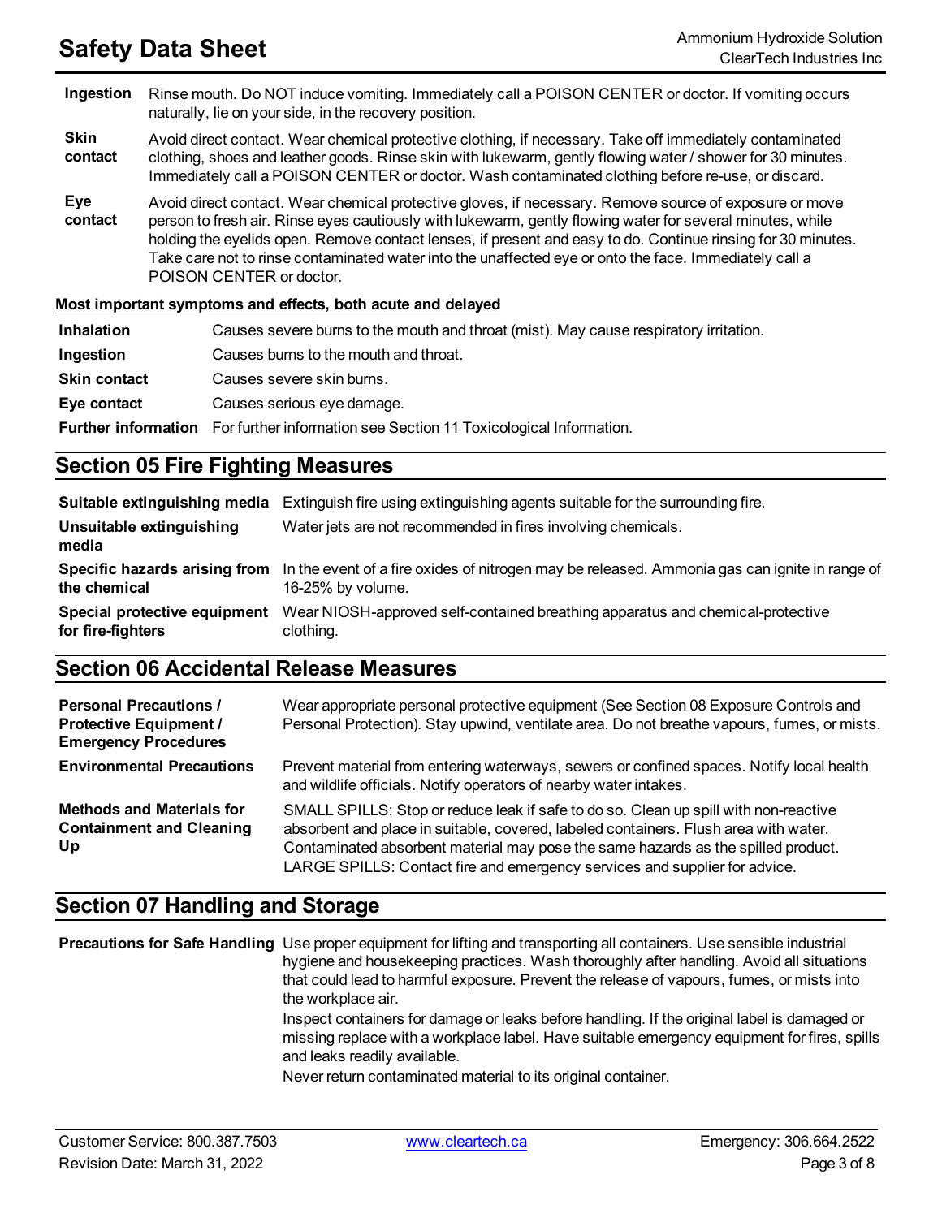| | |
|---|---|
| **Ingestion** | Rinse mouth. Do NOT induce vomiting. Immediately call a POISON CENTER or doctor. If vomiting occurs naturally, lie on your side, in the recovery position. |
| **Skin contact** | Avoid direct contact. Wear chemical protective clothing, if necessary. Take off immediately contaminated clothing, shoes and leather goods. Rinse skin with lukewarm, gently flowing water / shower for 30 minutes. Immediately call a POISON CENTER or doctor. Wash contaminated clothing before re-use, or discard. |
| **Eye contact** | Avoid direct contact. Wear chemical protective gloves, if necessary. Remove source of exposure or move person to fresh air. Rinse eyes cautiously with lukewarm, gently flowing water for several minutes, while holding the eyelids open. Remove contact lenses, if present and easy to do. Continue rinsing for 30 minutes. Take care not to rinse contaminated water into the unaffected eye or onto the face. Immediately call a POISON CENTER or doctor. |

**Most important symptoms and effects, both acute and delayed**

| | |
|---|---|
| **Inhalation** | Causes severe burns to the mouth and throat (mist). May cause respiratory irritation. |
| **Ingestion** | Causes burns to the mouth and throat. |
| **Skin contact** | Causes severe skin burns. |
| **Eye contact** | Causes serious eye damage. |
| **Further information** | For further information see Section 11 Toxicological Information. |

## Section 05 Fire Fighting Measures

| | |
|---|---|
| **Suitable extinguishing media** | Extinguish fire using extinguishing agents suitable for the surrounding fire. |
| **Unsuitable extinguishing media** | Water jets are not recommended in fires involving chemicals. |
| **Specific hazards arising from the chemical** | In the event of a fire oxides of nitrogen may be released. Ammonia gas can ignite in range of 16-25% by volume. |
| **Special protective equipment for fire-fighters** | Wear NIOSH-approved self-contained breathing apparatus and chemical-protective clothing. |

## Section 06 Accidental Release Measures

| | |
|---|---|
| **Personal Precautions / Protective Equipment / Emergency Procedures** | Wear appropriate personal protective equipment (See Section 08 Exposure Controls and Personal Protection). Stay upwind, ventilate area. Do not breathe vapours, fumes, or mists. |
| **Environmental Precautions** | Prevent material from entering waterways, sewers or confined spaces. Notify local health and wildlife officials. Notify operators of nearby water intakes. |
| **Methods and Materials for Containment and Cleaning Up** | SMALL SPILLS: Stop or reduce leak if safe to do so. Clean up spill with non-reactive absorbent and place in suitable, covered, labeled containers. Flush area with water. Contaminated absorbent material may pose the same hazards as the spilled product. LARGE SPILLS: Contact fire and emergency services and supplier for advice. |

## Section 07 Handling and Storage

| | |
|---|---|
| **Precautions for Safe Handling** | Use proper equipment for lifting and transporting all containers. Use sensible industrial hygiene and housekeeping practices. Wash thoroughly after handling. Avoid all situations that could lead to harmful exposure. Prevent the release of vapours, fumes, or mists into the workplace air.<br>Inspect containers for damage or leaks before handling. If the original label is damaged or missing replace with a workplace label. Have suitable emergency equipment for fires, spills and leaks readily available.<br>Never return contaminated material to its original container. |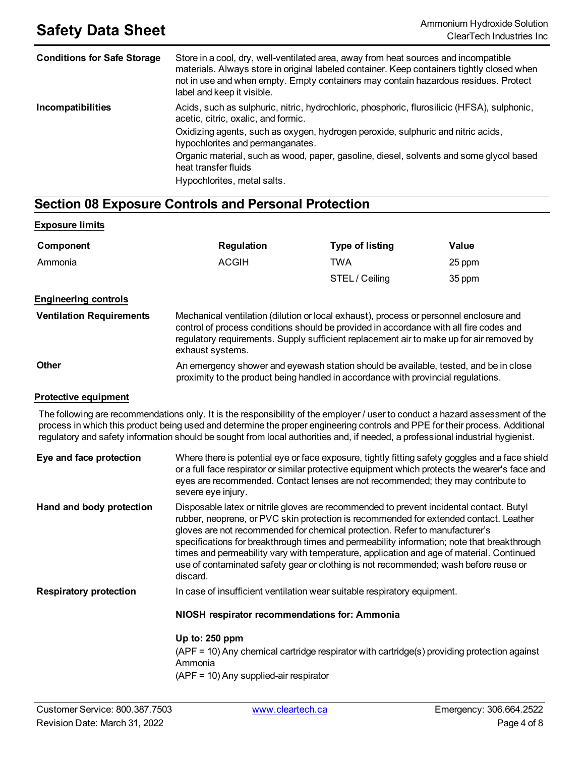| | |
|---|---|
| **Conditions for Safe Storage** | Store in a cool, dry, well-ventilated area, away from heat sources and incompatible materials. Always store in original labeled container. Keep containers tightly closed when not in use and when empty. Empty containers may contain hazardous residues. Protect label and keep it visible. |
| **Incompatibilities** | Acids, such as sulphuric, nitric, hydrochloric, phosphoric, flurosilicic (HFSA), sulphonic, acetic, citric, oxalic, and formic.<br>Oxidizing agents, such as oxygen, hydrogen peroxide, sulphuric and nitric acids, hypochlorites and permanganates.<br>Organic material, such as wood, paper, gasoline, diesel, solvents and some glycol based heat transfer fluids<br>Hypochlorites, metal salts. |

## Section 08 Exposure Controls and Personal Protection

### Exposure limits

| Component | Regulation | Type of listing | Value |
|---|---|---|---|
| Ammonia | ACGIH | TWA | 25 ppm |
| | | STEL / Ceiling | 35 ppm |

### Engineering controls

| | |
|---|---|
| **Ventilation Requirements** | Mechanical ventilation (dilution or local exhaust), process or personnel enclosure and control of process conditions should be provided in accordance with all fire codes and regulatory requirements. Supply sufficient replacement air to make up for air removed by exhaust systems. |
| **Other** | An emergency shower and eyewash station should be available, tested, and be in close proximity to the product being handled in accordance with provincial regulations. |

### Protective equipment

The following are recommendations only. It is the responsibility of the employer / user to conduct a hazard assessment of the process in which this product being used and determine the proper engineering controls and PPE for their process. Additional regulatory and safety information should be sought from local authorities and, if needed, a professional industrial hygienist.

| | |
|---|---|
| **Eye and face protection** | Where there is potential eye or face exposure, tightly fitting safety goggles and a face shield or a full face respirator or similar protective equipment which protects the wearer's face and eyes are recommended. Contact lenses are not recommended; they may contribute to severe eye injury. |
| **Hand and body protection** | Disposable latex or nitrile gloves are recommended to prevent incidental contact. Butyl rubber, neoprene, or PVC skin protection is recommended for extended contact. Leather gloves are not recommended for chemical protection. Refer to manufacturer's specifications for breakthrough times and permeability information; note that breakthrough times and permeability vary with temperature, application and age of material. Continued use of contaminated safety gear or clothing is not recommended; wash before reuse or discard. |
| **Respiratory protection** | In case of insufficient ventilation wear suitable respiratory equipment.<br><br>**NIOSH respirator recommendations for: Ammonia**<br><br>**Up to: 250 ppm**<br>(APF = 10) Any chemical cartridge respirator with cartridge(s) providing protection against Ammonia<br>(APF = 10) Any supplied-air respirator |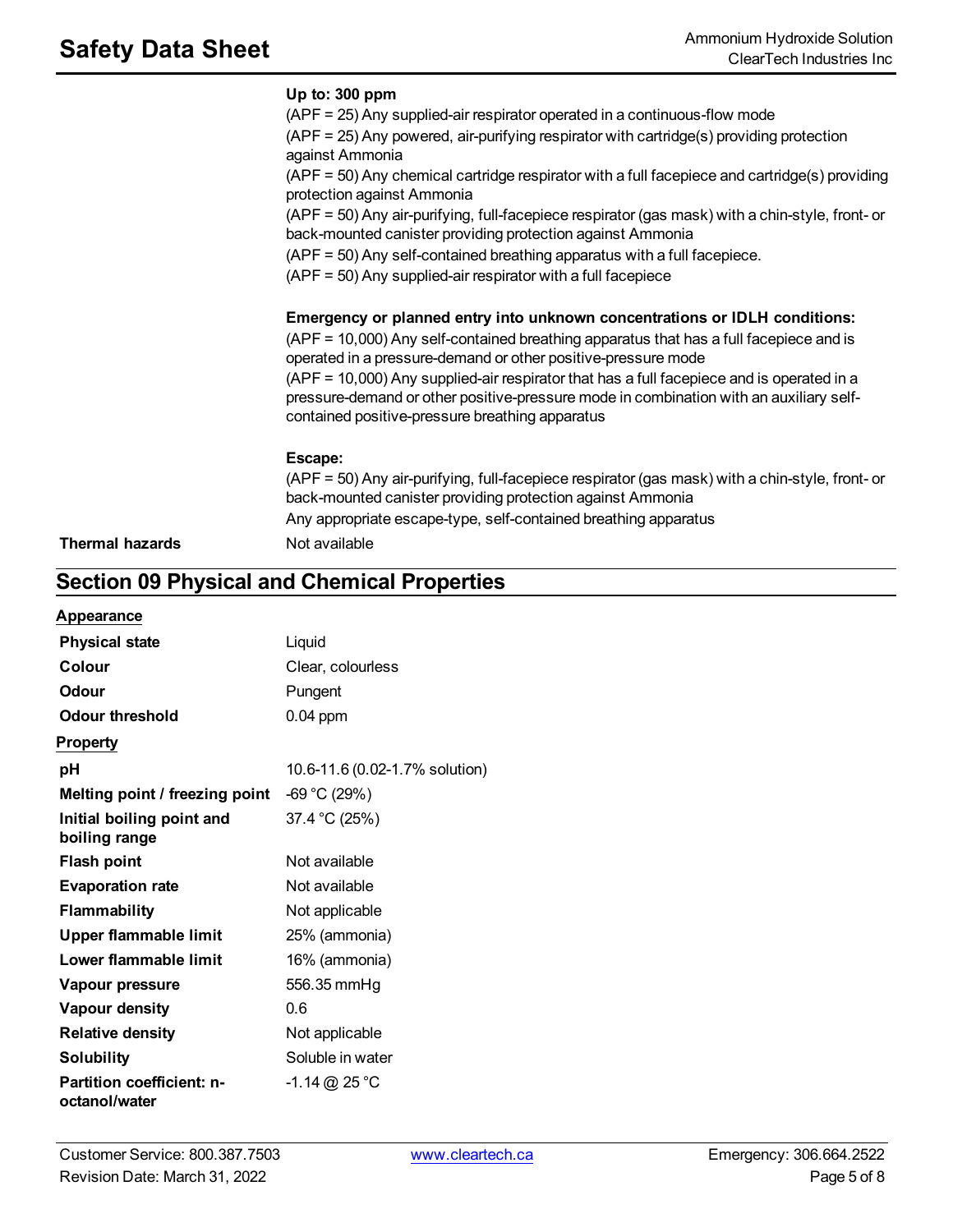**Up to: 300 ppm**

(APF = 25) Any supplied-air respirator operated in a continuous-flow mode

(APF = 25) Any powered, air-purifying respirator with cartridge(s) providing protection against Ammonia

(APF = 50) Any chemical cartridge respirator with a full facepiece and cartridge(s) providing protection against Ammonia

(APF = 50) Any air-purifying, full-facepiece respirator (gas mask) with a chin-style, front- or back-mounted canister providing protection against Ammonia

(APF = 50) Any self-contained breathing apparatus with a full facepiece.

(APF = 50) Any supplied-air respirator with a full facepiece

**Emergency or planned entry into unknown concentrations or IDLH conditions:**

(APF = 10,000) Any self-contained breathing apparatus that has a full facepiece and is operated in a pressure-demand or other positive-pressure mode

(APF = 10,000) Any supplied-air respirator that has a full facepiece and is operated in a pressure-demand or other positive-pressure mode in combination with an auxiliary self-contained positive-pressure breathing apparatus

**Escape:**

(APF = 50) Any air-purifying, full-facepiece respirator (gas mask) with a chin-style, front- or back-mounted canister providing protection against Ammonia

Any appropriate escape-type, self-contained breathing apparatus

| | |
|---|---|
| **Thermal hazards** | Not available |

## Section 09 Physical and Chemical Properties

**Appearance**

| | |
|---|---|
| **Physical state** | Liquid |
| **Colour** | Clear, colourless |
| **Odour** | Pungent |
| **Odour threshold** | 0.04 ppm |

**Property**

| | |
|---|---|
| **pH** | 10.6-11.6 (0.02-1.7% solution) |
| **Melting point / freezing point** | -69 °C (29%) |
| **Initial boiling point and boiling range** | 37.4 °C (25%) |
| **Flash point** | Not available |
| **Evaporation rate** | Not available |
| **Flammability** | Not applicable |
| **Upper flammable limit** | 25% (ammonia) |
| **Lower flammable limit** | 16% (ammonia) |
| **Vapour pressure** | 556.35 mmHg |
| **Vapour density** | 0.6 |
| **Relative density** | Not applicable |
| **Solubility** | Soluble in water |
| **Partition coefficient: n-octanol/water** | -1.14 @ 25 °C |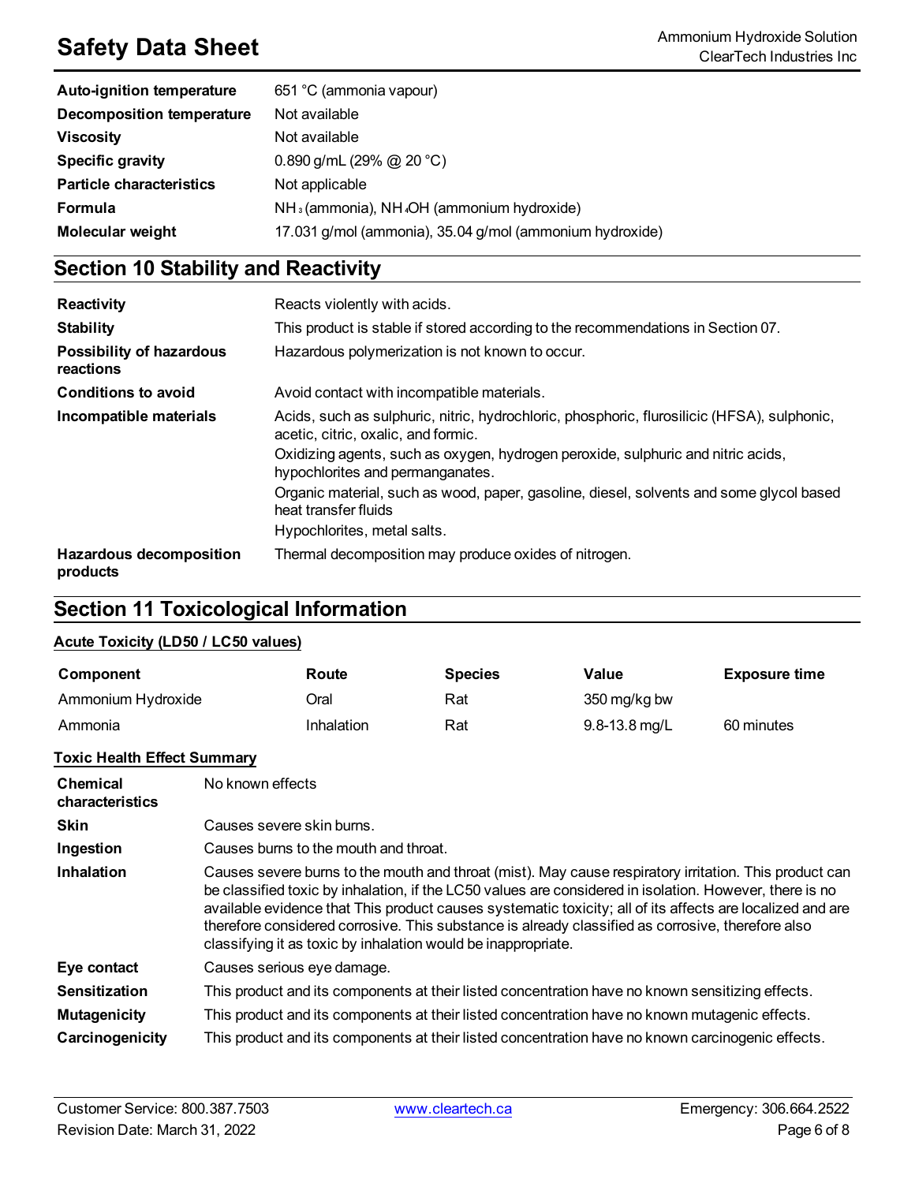| | |
|---|---|
| **Auto-ignition temperature** | 651 °C (ammonia vapour) |
| **Decomposition temperature** | Not available |
| **Viscosity** | Not available |
| **Specific gravity** | 0.890 g/mL (29% @ 20 °C) |
| **Particle characteristics** | Not applicable |
| **Formula** | $NH_3$ (ammonia), $NH_4OH$ (ammonium hydroxide) |
| **Molecular weight** | 17.031 g/mol (ammonia), 35.04 g/mol (ammonium hydroxide) |

## Section 10 Stability and Reactivity

| | |
|---|---|
| **Reactivity** | Reacts violently with acids. |
| **Stability** | This product is stable if stored according to the recommendations in Section 07. |
| **Possibility of hazardous reactions** | Hazardous polymerization is not known to occur. |
| **Conditions to avoid** | Avoid contact with incompatible materials. |
| **Incompatible materials** | Acids, such as sulphuric, nitric, hydrochloric, phosphoric, flurosilicic (HFSA), sulphonic, acetic, citric, oxalic, and formic.<br>Oxidizing agents, such as oxygen, hydrogen peroxide, sulphuric and nitric acids, hypochlorites and permanganates.<br>Organic material, such as wood, paper, gasoline, diesel, solvents and some glycol based heat transfer fluids<br>Hypochlorites, metal salts. |
| **Hazardous decomposition products** | Thermal decomposition may produce oxides of nitrogen. |

## Section 11 Toxicological Information

### Acute Toxicity (LD50 / LC50 values)

| Component | Route | Species | Value | Exposure time |
|---|---|---|---|---|
| Ammonium Hydroxide | Oral | Rat | 350 mg/kg bw | |
| Ammonia | Inhalation | Rat | 9.8-13.8 mg/L | 60 minutes |

### Toxic Health Effect Summary

| | |
|---|---|
| **Chemical characteristics** | No known effects |
| **Skin** | Causes severe skin burns. |
| **Ingestion** | Causes burns to the mouth and throat. |
| **Inhalation** | Causes severe burns to the mouth and throat (mist). May cause respiratory irritation. This product can be classified toxic by inhalation, if the LC50 values are considered in isolation. However, there is no available evidence that This product causes systematic toxicity; all of its affects are localized and are therefore considered corrosive. This substance is already classified as corrosive, therefore also classifying it as toxic by inhalation would be inappropriate. |
| **Eye contact** | Causes serious eye damage. |
| **Sensitization** | This product and its components at their listed concentration have no known sensitizing effects. |
| **Mutagenicity** | This product and its components at their listed concentration have no known mutagenic effects. |
| **Carcinogenicity** | This product and its components at their listed concentration have no known carcinogenic effects. |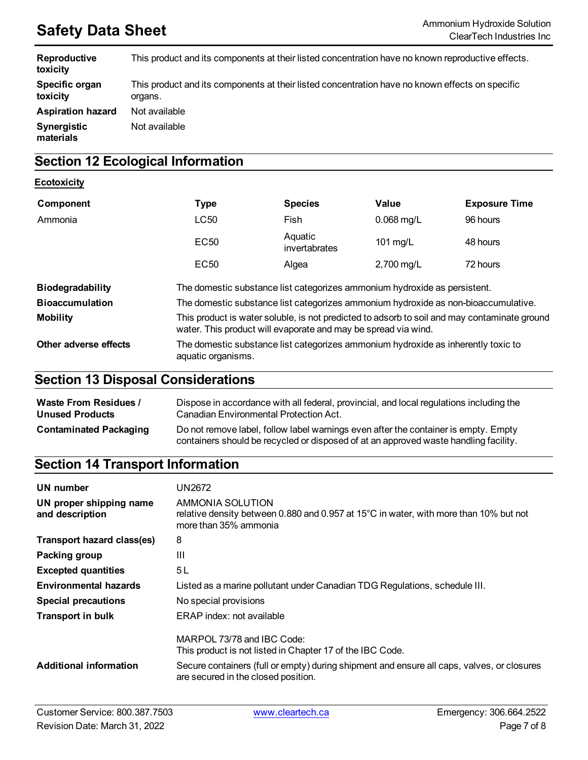| | |
|---|---|
| **Reproductive toxicity** | This product and its components at their listed concentration have no known reproductive effects. |
| **Specific organ toxicity** | This product and its components at their listed concentration have no known effects on specific organs. |
| **Aspiration hazard** | Not available |
| **Synergistic materials** | Not available |

## Section 12 Ecological Information

**Ecotoxicity**

| Component | Type | Species | Value | Exposure Time |
|---|---|---|---|---|
| Ammonia | LC50 | Fish | 0.068 mg/L | 96 hours |
| | EC50 | Aquatic invertabrates | 101 mg/L | 48 hours |
| | EC50 | Algea | 2,700 mg/L | 72 hours |

| | |
|---|---|
| **Biodegradability** | The domestic substance list categorizes ammonium hydroxide as persistent. |
| **Bioaccumulation** | The domestic substance list categorizes ammonium hydroxide as non-bioaccumulative. |
| **Mobility** | This product is water soluble, is not predicted to adsorb to soil and may contaminate ground water. This product will evaporate and may be spread via wind. |
| **Other adverse effects** | The domestic substance list categorizes ammonium hydroxide as inherently toxic to aquatic organisms. |

## Section 13 Disposal Considerations

| | |
|---|---|
| **Waste From Residues / Unused Products** | Dispose in accordance with all federal, provincial, and local regulations including the Canadian Environmental Protection Act. |
| **Contaminated Packaging** | Do not remove label, follow label warnings even after the container is empty. Empty containers should be recycled or disposed of at an approved waste handling facility. |

## Section 14 Transport Information

| | |
|---|---|
| **UN number** | UN2672 |
| **UN proper shipping name and description** | AMMONIA SOLUTION<br>relative density between 0.880 and 0.957 at 15°C in water, with more than 10% but not more than 35% ammonia |
| **Transport hazard class(es)** | 8 |
| **Packing group** | III |
| **Excepted quantities** | 5 L |
| **Environmental hazards** | Listed as a marine pollutant under Canadian TDG Regulations, schedule III. |
| **Special precautions** | No special provisions |
| **Transport in bulk** | ERAP index: not available<br><br>MARPOL 73/78 and IBC Code:<br>This product is not listed in Chapter 17 of the IBC Code. |
| **Additional information** | Secure containers (full or empty) during shipment and ensure all caps, valves, or closures are secured in the closed position. |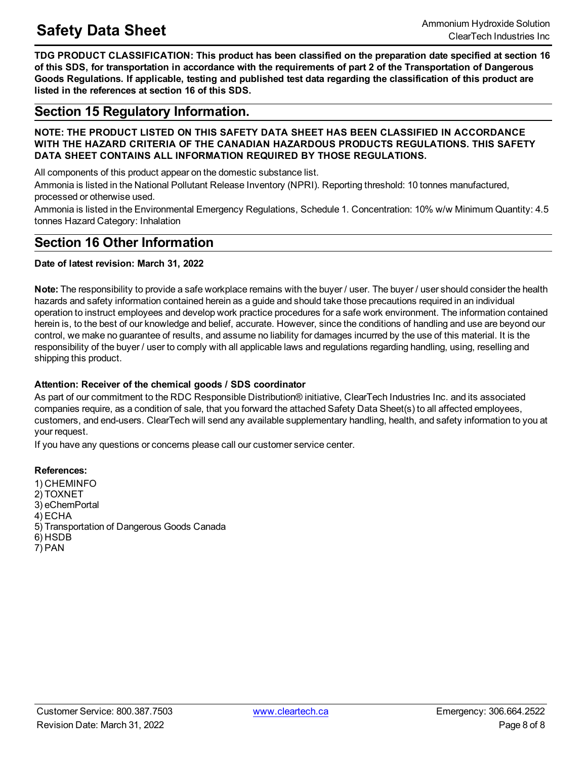**TDG PRODUCT CLASSIFICATION: This product has been classified on the preparation date specified at section 16 of this SDS, for transportation in accordance with the requirements of part 2 of the Transportation of Dangerous Goods Regulations. If applicable, testing and published test data regarding the classification of this product are listed in the references at section 16 of this SDS.**

## Section 15 Regulatory Information.

**NOTE: THE PRODUCT LISTED ON THIS SAFETY DATA SHEET HAS BEEN CLASSIFIED IN ACCORDANCE WITH THE HAZARD CRITERIA OF THE CANADIAN HAZARDOUS PRODUCTS REGULATIONS. THIS SAFETY DATA SHEET CONTAINS ALL INFORMATION REQUIRED BY THOSE REGULATIONS.**

All components of this product appear on the domestic substance list.

Ammonia is listed in the National Pollutant Release Inventory (NPRI). Reporting threshold: 10 tonnes manufactured, processed or otherwise used.

Ammonia is listed in the Environmental Emergency Regulations, Schedule 1. Concentration: 10% w/w Minimum Quantity: 4.5 tonnes Hazard Category: Inhalation

## Section 16 Other Information

**Date of latest revision: March 31, 2022**

**Note:** The responsibility to provide a safe workplace remains with the buyer / user. The buyer / user should consider the health hazards and safety information contained herein as a guide and should take those precautions required in an individual operation to instruct employees and develop work practice procedures for a safe work environment. The information contained herein is, to the best of our knowledge and belief, accurate. However, since the conditions of handling and use are beyond our control, we make no guarantee of results, and assume no liability for damages incurred by the use of this material. It is the responsibility of the buyer / user to comply with all applicable laws and regulations regarding handling, using, reselling and shipping this product.

**Attention: Receiver of the chemical goods / SDS coordinator**

As part of our commitment to the RDC Responsible Distribution® initiative, ClearTech Industries Inc. and its associated companies require, as a condition of sale, that you forward the attached Safety Data Sheet(s) to all affected employees, customers, and end-users. ClearTech will send any available supplementary handling, health, and safety information to you at your request.

If you have any questions or concerns please call our customer service center.

**References:**

1) CHEMINFO
2) TOXNET
3) eChemPortal
4) ECHA
5) Transportation of Dangerous Goods Canada
6) HSDB
7) PAN